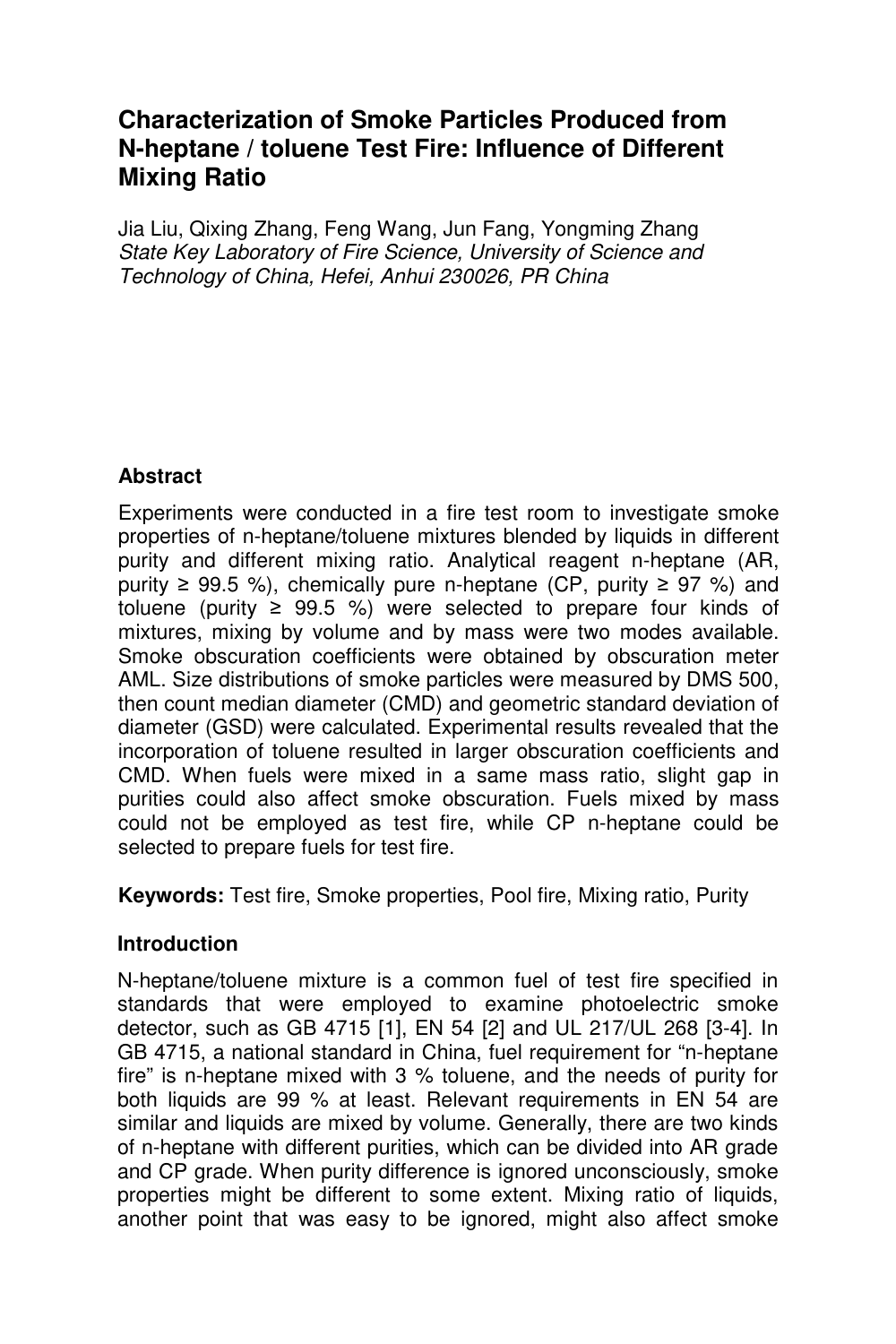# Characterization of Smoke Particles Produced from N-heptane / toluene Test Fire: Influence of Different Mixing Ratio

Jia Liu, Qixing Zhang, Feng Wang, Jun Fang, Yongming Zhang

*State Key Laboratory of Fire Science, University of Science and Technology of China, Hefei, Anhui 230026, PR China*

## Abstract

Experiments were conducted in a fire test room to investigate smoke properties of n-heptane/toluene mixtures blended by liquids in different purity and different mixing ratio. Analytical reagent n-heptane (AR, purity ≥ 99.5 %), chemically pure n-heptane (CP, purity ≥ 97 %) and toluene (purity ≥ 99.5 %) were selected to prepare four kinds of mixtures, mixing by volume and by mass were two modes available. Smoke obscuration coefficients were obtained by obscuration meter AML. Size distributions of smoke particles were measured by DMS 500, then count median diameter (CMD) and geometric standard deviation of diameter (GSD) were calculated. Experimental results revealed that the incorporation of toluene resulted in larger obscuration coefficients and CMD. When fuels were mixed in a same mass ratio, slight gap in purities could also affect smoke obscuration. Fuels mixed by mass could not be employed as test fire, while CP n-heptane could be selected to prepare fuels for test fire.

**Keywords:** Test fire, Smoke properties, Pool fire, Mixing ratio, Purity

## Introduction

N-heptane/toluene mixture is a common fuel of test fire specified in standards that were employed to examine photoelectric smoke detector, such as GB 4715 [1], EN 54 [2] and UL 217/UL 268 [3-4]. In GB 4715, a national standard in China, fuel requirement for "n-heptane fire" is n-heptane mixed with 3 % toluene, and the needs of purity for both liquids are 99 % at least. Relevant requirements in EN 54 are similar and liquids are mixed by volume. Generally, there are two kinds of n-heptane with different purities, which can be divided into AR grade and CP grade. When purity difference is ignored unconsciously, smoke properties might be different to some extent. Mixing ratio of liquids, another point that was easy to be ignored, might also affect smoke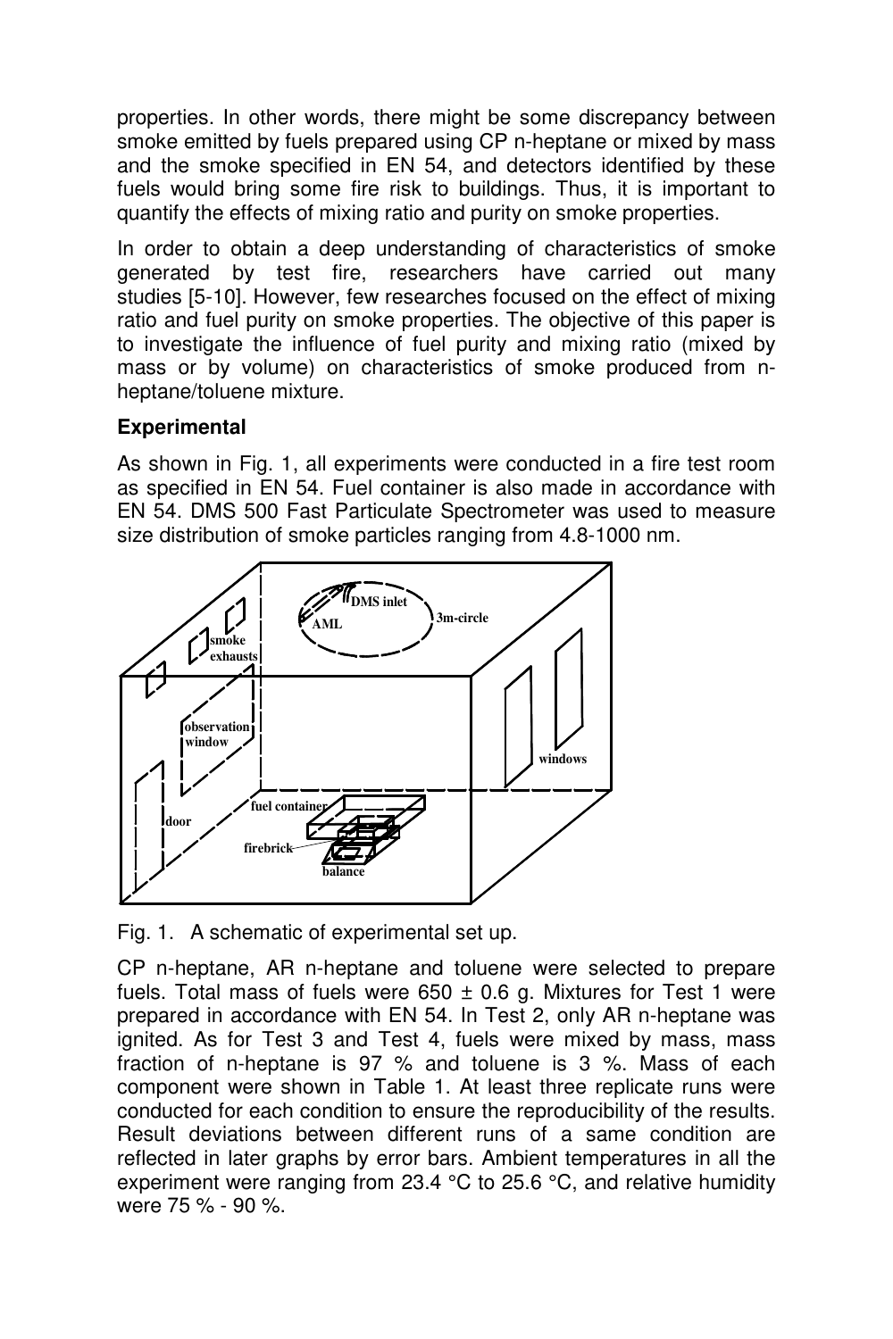properties. In other words, there might be some discrepancy between smoke emitted by fuels prepared using CP n-heptane or mixed by mass and the smoke specified in EN 54, and detectors identified by these fuels would bring some fire risk to buildings. Thus, it is important to quantify the effects of mixing ratio and purity on smoke properties.

In order to obtain a deep understanding of characteristics of smoke generated by test fire, researchers have carried out many studies [5-10]. However, few researches focused on the effect of mixing ratio and fuel purity on smoke properties. The objective of this paper is to investigate the influence of fuel purity and mixing ratio (mixed by mass or by volume) on characteristics of smoke produced from n-heptane/toluene mixture.

**Experimental**

As shown in Fig. 1, all experiments were conducted in a fire test room as specified in EN 54. Fuel container is also made in accordance with EN 54. DMS 500 Fast Particulate Spectrometer was used to measure size distribution of smoke particles ranging from 4.8-1000 nm.

Fig. 1. A schematic of experimental set up.

CP n-heptane, AR n-heptane and toluene were selected to prepare fuels. Total mass of fuels were 650 ± 0.6 g. Mixtures for Test 1 were prepared in accordance with EN 54. In Test 2, only AR n-heptane was ignited. As for Test 3 and Test 4, fuels were mixed by mass, mass fraction of n-heptane is 97 % and toluene is 3 %. Mass of each component were shown in Table 1. At least three replicate runs were conducted for each condition to ensure the reproducibility of the results. Result deviations between different runs of a same condition are reflected in later graphs by error bars. Ambient temperatures in all the experiment were ranging from 23.4 °C to 25.6 °C, and relative humidity were 75 % - 90 %.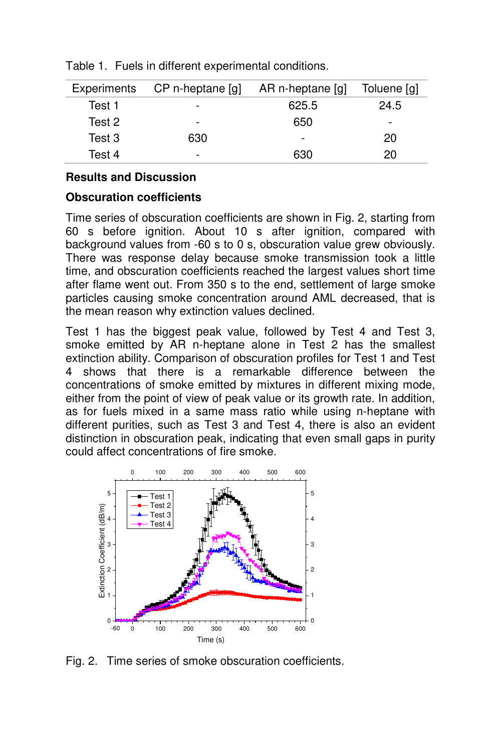Table 1. Fuels in different experimental conditions.

| Experiments | CP n-heptane [g] | AR n-heptane [g] | Toluene [g] |
|---|---|---|---|
| Test 1 | - | 625.5 | 24.5 |
| Test 2 | - | 650 | - |
| Test 3 | 630 | - | 20 |
| Test 4 | - | 630 | 20 |

## Results and Discussion

### Obscuration coefficients

Time series of obscuration coefficients are shown in Fig. 2, starting from 60 s before ignition. About 10 s after ignition, compared with background values from -60 s to 0 s, obscuration value grew obviously. There was response delay because smoke transmission took a little time, and obscuration coefficients reached the largest values short time after flame went out. From 350 s to the end, settlement of large smoke particles causing smoke concentration around AML decreased, that is the mean reason why extinction values declined.

Test 1 has the biggest peak value, followed by Test 4 and Test 3, smoke emitted by AR n-heptane alone in Test 2 has the smallest extinction ability. Comparison of obscuration profiles for Test 1 and Test 4 shows that there is a remarkable difference between the concentrations of smoke emitted by mixtures in different mixing mode, either from the point of view of peak value or its growth rate. In addition, as for fuels mixed in a same mass ratio while using n-heptane with different purities, such as Test 3 and Test 4, there is also an evident distinction in obscuration peak, indicating that even small gaps in purity could affect concentrations of fire smoke.

Fig. 2. Time series of smoke obscuration coefficients.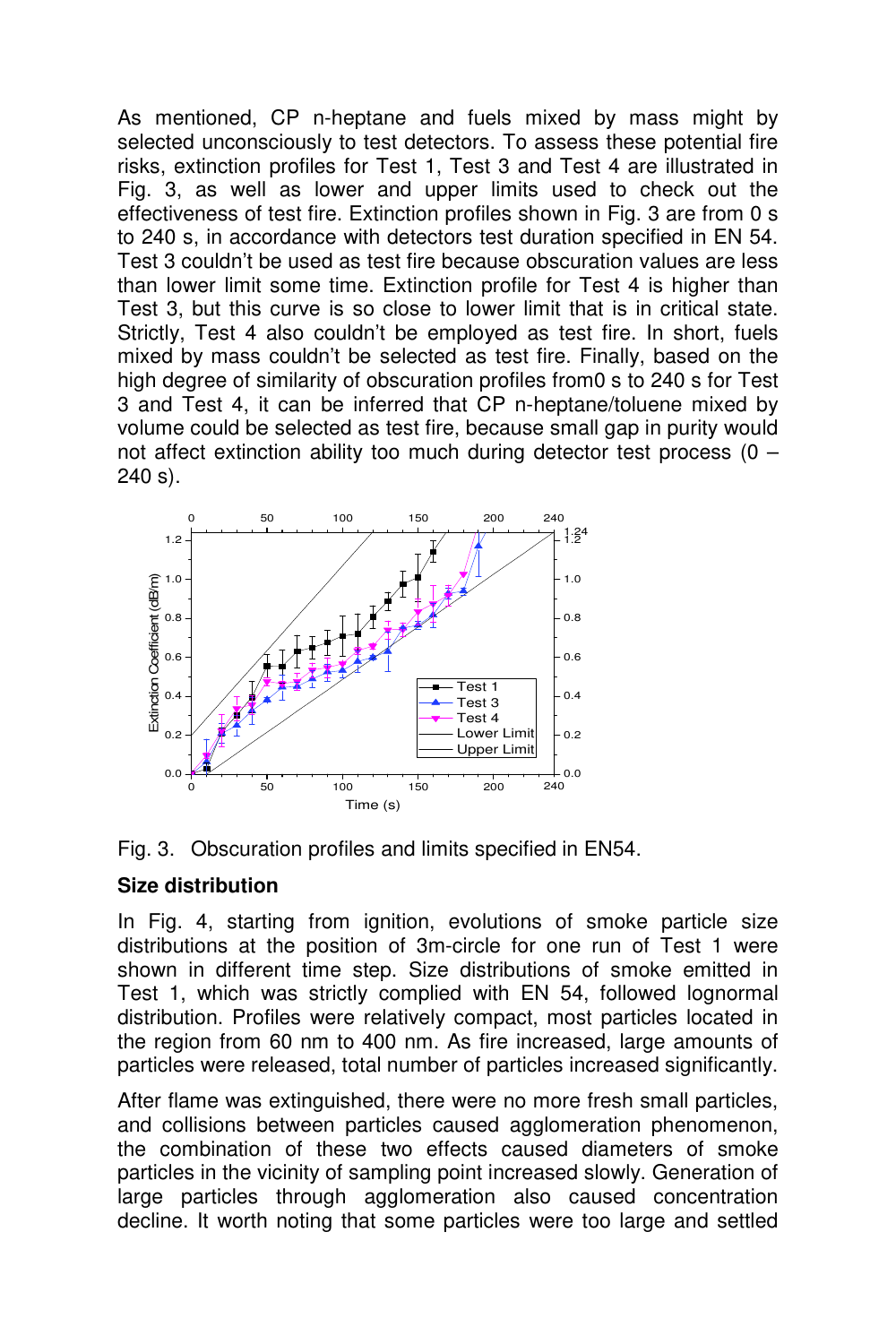As mentioned, CP n-heptane and fuels mixed by mass might by selected unconsciously to test detectors. To assess these potential fire risks, extinction profiles for Test 1, Test 3 and Test 4 are illustrated in Fig. 3, as well as lower and upper limits used to check out the effectiveness of test fire. Extinction profiles shown in Fig. 3 are from 0 s to 240 s, in accordance with detectors test duration specified in EN 54. Test 3 couldn't be used as test fire because obscuration values are less than lower limit some time. Extinction profile for Test 4 is higher than Test 3, but this curve is so close to lower limit that is in critical state. Strictly, Test 4 also couldn't be employed as test fire. In short, fuels mixed by mass couldn't be selected as test fire. Finally, based on the high degree of similarity of obscuration profiles from0 s to 240 s for Test 3 and Test 4, it can be inferred that CP n-heptane/toluene mixed by volume could be selected as test fire, because small gap in purity would not affect extinction ability too much during detector test process (0 – 240 s).

Fig. 3. Obscuration profiles and limits specified in EN54.

### Size distribution

In Fig. 4, starting from ignition, evolutions of smoke particle size distributions at the position of 3m-circle for one run of Test 1 were shown in different time step. Size distributions of smoke emitted in Test 1, which was strictly complied with EN 54, followed lognormal distribution. Profiles were relatively compact, most particles located in the region from 60 nm to 400 nm. As fire increased, large amounts of particles were released, total number of particles increased significantly.

After flame was extinguished, there were no more fresh small particles, and collisions between particles caused agglomeration phenomenon, the combination of these two effects caused diameters of smoke particles in the vicinity of sampling point increased slowly. Generation of large particles through agglomeration also caused concentration decline. It worth noting that some particles were too large and settled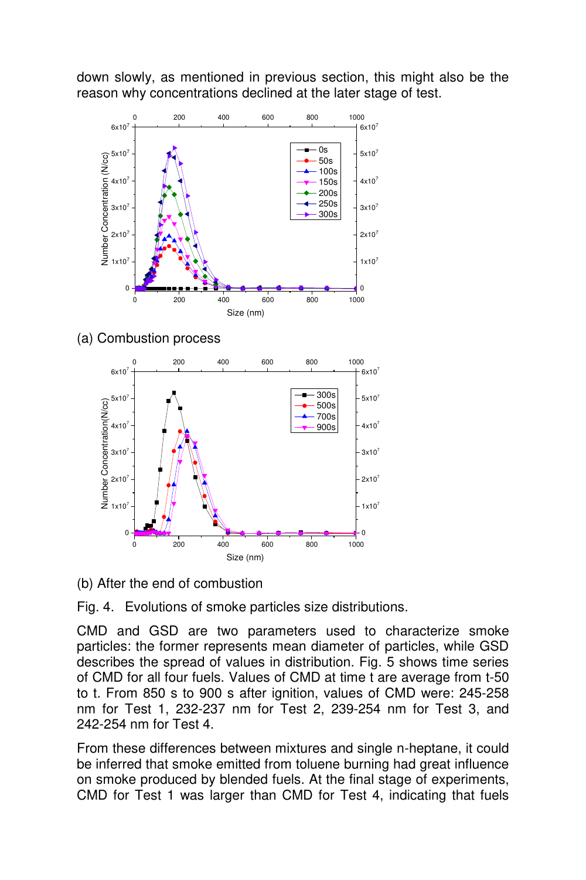down slowly, as mentioned in previous section, this might also be the reason why concentrations declined at the later stage of test.

(a) Combustion process

(b) After the end of combustion

Fig. 4. Evolutions of smoke particles size distributions.

CMD and GSD are two parameters used to characterize smoke particles: the former represents mean diameter of particles, while GSD describes the spread of values in distribution. Fig. 5 shows time series of CMD for all four fuels. Values of CMD at time t are average from t-50 to t. From 850 s to 900 s after ignition, values of CMD were: 245-258 nm for Test 1, 232-237 nm for Test 2, 239-254 nm for Test 3, and 242-254 nm for Test 4.

From these differences between mixtures and single n-heptane, it could be inferred that smoke emitted from toluene burning had great influence on smoke produced by blended fuels. At the final stage of experiments, CMD for Test 1 was larger than CMD for Test 4, indicating that fuels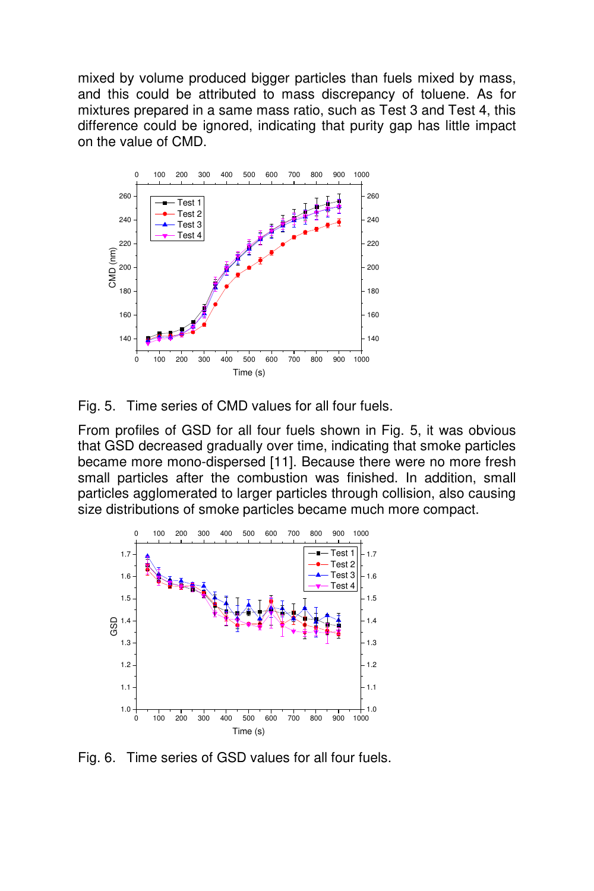mixed by volume produced bigger particles than fuels mixed by mass, and this could be attributed to mass discrepancy of toluene. As for mixtures prepared in a same mass ratio, such as Test 3 and Test 4, this difference could be ignored, indicating that purity gap has little impact on the value of CMD.

Fig. 5. Time series of CMD values for all four fuels.

From profiles of GSD for all four fuels shown in Fig. 5, it was obvious that GSD decreased gradually over time, indicating that smoke particles became more mono-dispersed [11]. Because there were no more fresh small particles after the combustion was finished. In addition, small particles agglomerated to larger particles through collision, also causing size distributions of smoke particles became much more compact.

Fig. 6. Time series of GSD values for all four fuels.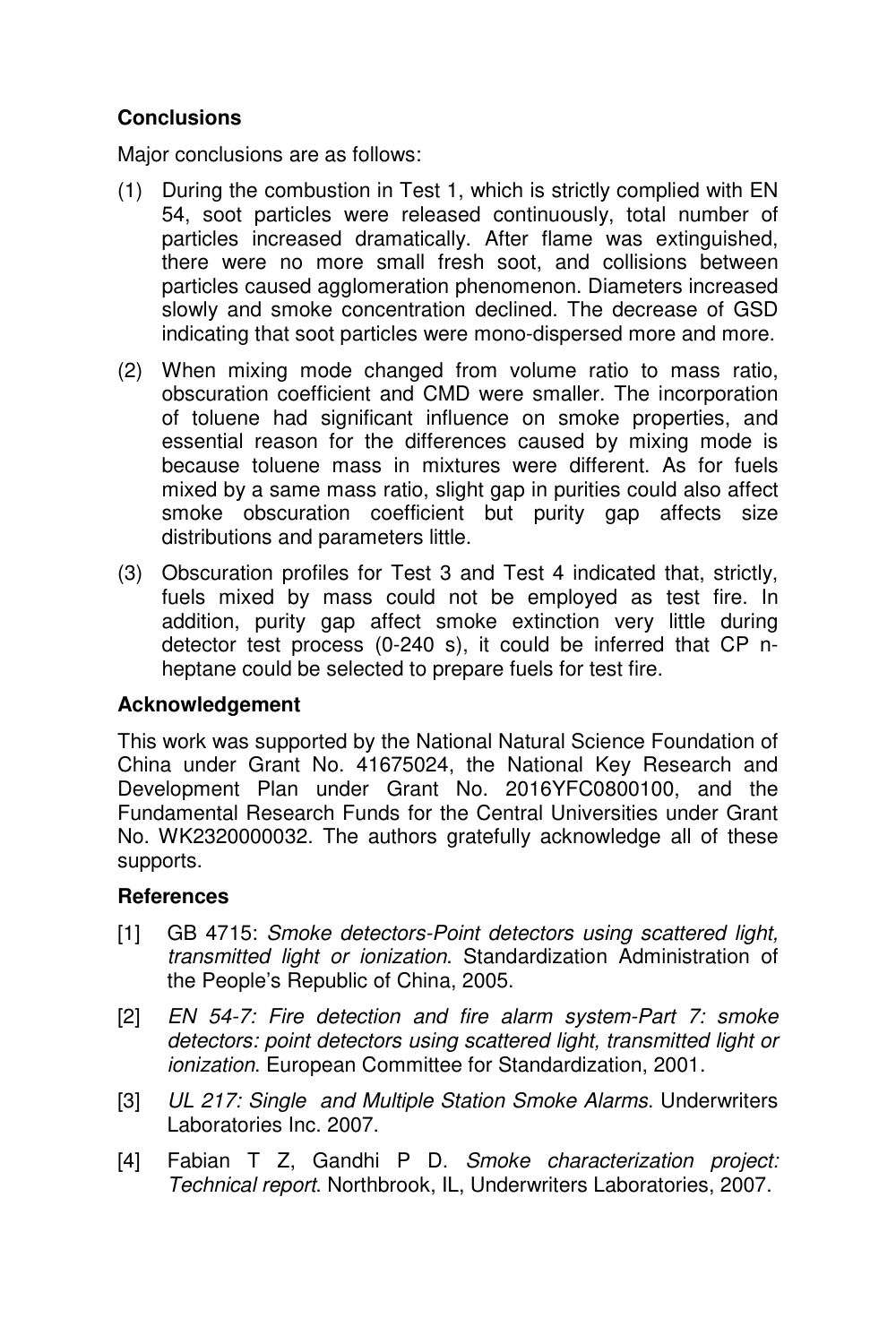## Conclusions

Major conclusions are as follows:

(1) During the combustion in Test 1, which is strictly complied with EN 54, soot particles were released continuously, total number of particles increased dramatically. After flame was extinguished, there were no more small fresh soot, and collisions between particles caused agglomeration phenomenon. Diameters increased slowly and smoke concentration declined. The decrease of GSD indicating that soot particles were mono-dispersed more and more.

(2) When mixing mode changed from volume ratio to mass ratio, obscuration coefficient and CMD were smaller. The incorporation of toluene had significant influence on smoke properties, and essential reason for the differences caused by mixing mode is because toluene mass in mixtures were different. As for fuels mixed by a same mass ratio, slight gap in purities could also affect smoke obscuration coefficient but purity gap affects size distributions and parameters little.

(3) Obscuration profiles for Test 3 and Test 4 indicated that, strictly, fuels mixed by mass could not be employed as test fire. In addition, purity gap affect smoke extinction very little during detector test process (0-240 s), it could be inferred that CP n-heptane could be selected to prepare fuels for test fire.

## Acknowledgement

This work was supported by the National Natural Science Foundation of China under Grant No. 41675024, the National Key Research and Development Plan under Grant No. 2016YFC0800100, and the Fundamental Research Funds for the Central Universities under Grant No. WK2320000032. The authors gratefully acknowledge all of these supports.

## References

[1] GB 4715: *Smoke detectors-Point detectors using scattered light, transmitted light or ionization*. Standardization Administration of the People's Republic of China, 2005.

[2] *EN 54-7: Fire detection and fire alarm system-Part 7: smoke detectors: point detectors using scattered light, transmitted light or ionization*. European Committee for Standardization, 2001.

[3] *UL 217: Single and Multiple Station Smoke Alarms*. Underwriters Laboratories Inc. 2007.

[4] Fabian T Z, Gandhi P D. *Smoke characterization project: Technical report*. Northbrook, IL, Underwriters Laboratories, 2007.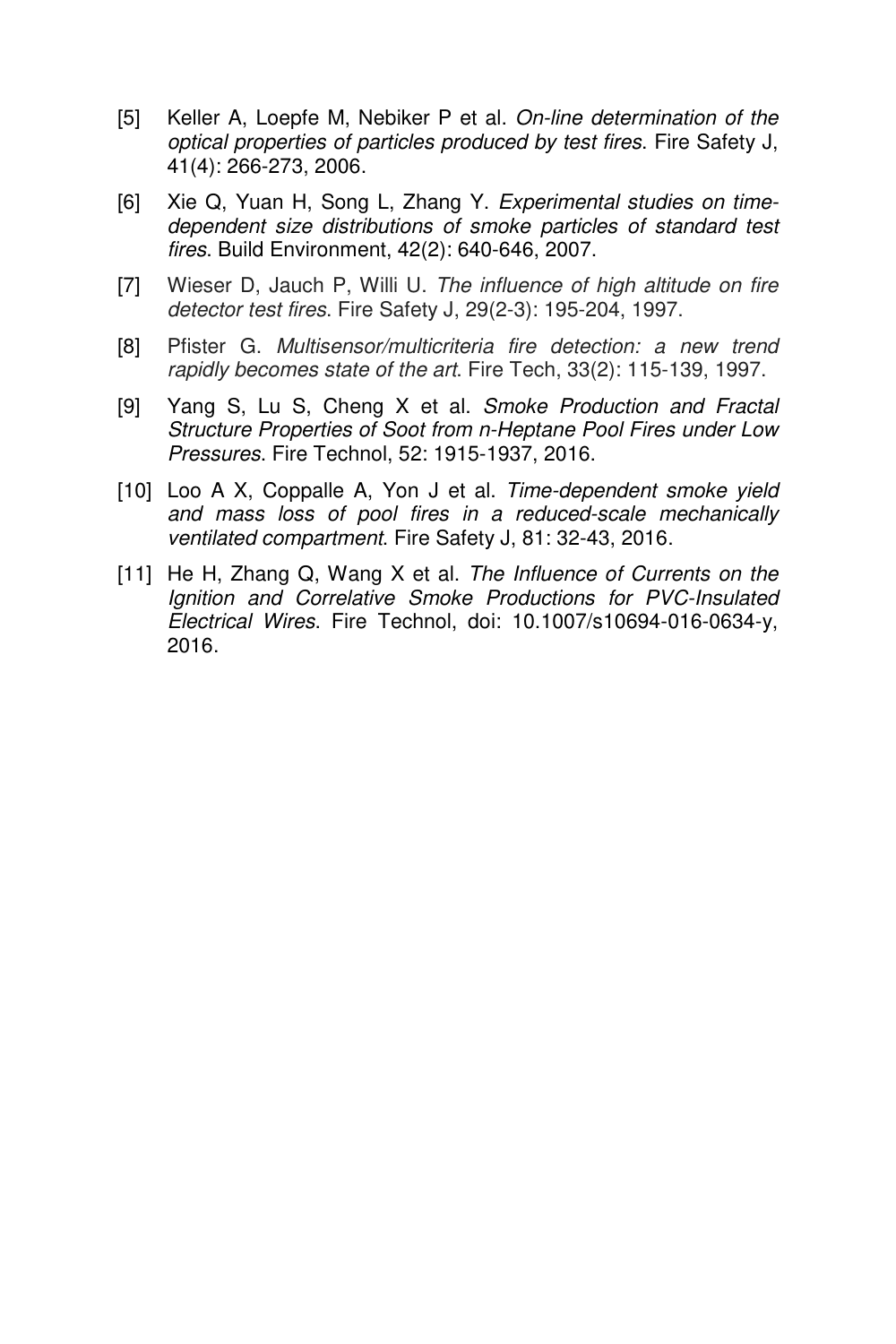[5] Keller A, Loepfe M, Nebiker P et al. *On-line determination of the optical properties of particles produced by test fires*. Fire Safety J, 41(4): 266-273, 2006.

[6] Xie Q, Yuan H, Song L, Zhang Y. *Experimental studies on time-dependent size distributions of smoke particles of standard test fires*. Build Environment, 42(2): 640-646, 2007.

[7] Wieser D, Jauch P, Willi U. *The influence of high altitude on fire detector test fires*. Fire Safety J, 29(2-3): 195-204, 1997.

[8] Pfister G. *Multisensor/multicriteria fire detection: a new trend rapidly becomes state of the art*. Fire Tech, 33(2): 115-139, 1997.

[9] Yang S, Lu S, Cheng X et al. *Smoke Production and Fractal Structure Properties of Soot from n-Heptane Pool Fires under Low Pressures*. Fire Technol, 52: 1915-1937, 2016.

[10] Loo A X, Coppalle A, Yon J et al. *Time-dependent smoke yield and mass loss of pool fires in a reduced-scale mechanically ventilated compartment*. Fire Safety J, 81: 32-43, 2016.

[11] He H, Zhang Q, Wang X et al. *The Influence of Currents on the Ignition and Correlative Smoke Productions for PVC-Insulated Electrical Wires*. Fire Technol, doi: 10.1007/s10694-016-0634-y, 2016.